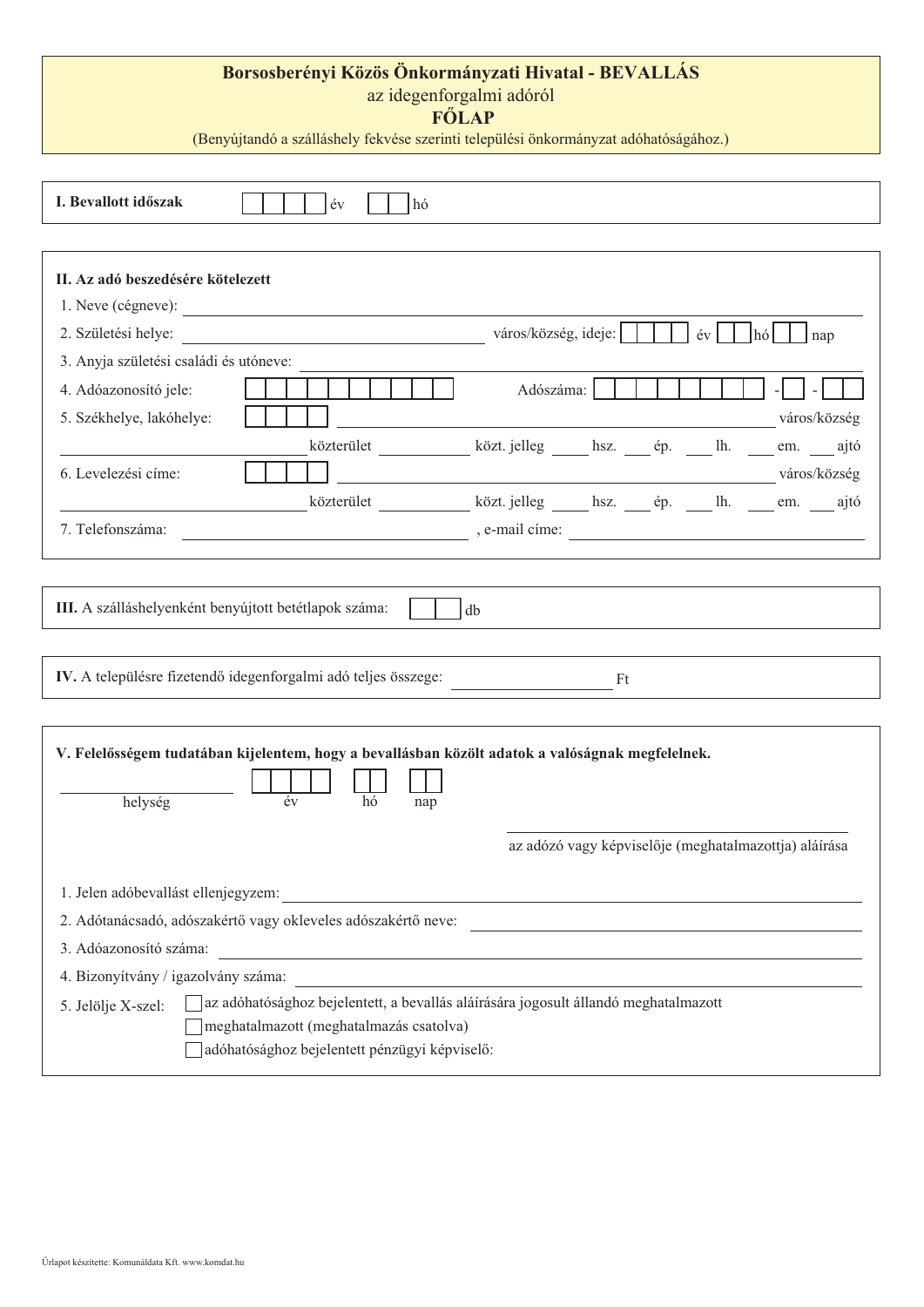# Borsosberényi Közös Önkormányzati Hivatal - BEVALLÁS

az idegenforgalmi adóról

**FŐLAP**

(Benyújtandó a szálláshely fekvése szerinti települési önkormányzat adóhatóságához.)

---

**I. Bevallott időszak** ☐☐☐☐ év ☐☐ hó

---

**II. Az adó beszedésére kötelezett**

1. Neve (cégneve): ____________________
2. Születési helye: ____________________ város/község, ideje: ☐☐☐☐ év ☐☐ hó ☐☐ nap
3. Anyja születési családi és utóneve: ____________________
4. Adóazonosító jele: ☐☐☐☐☐☐☐☐☐☐ Adószáma: ☐☐☐☐☐☐☐☐ - ☐ - ☐☐
5. Székhelye, lakóhelye: ☐☐☐☐ ____________________ város/község
   ____________________ közterület ________ közt. jelleg ____ hsz. ____ ép. ____ lh. ____ em. ____ ajtó
6. Levelezési címe: ☐☐☐☐ ____________________ város/község
   ____________________ közterület ________ közt. jelleg ____ hsz. ____ ép. ____ lh. ____ em. ____ ajtó
7. Telefonszáma: ____________________ , e-mail címe: ____________________

---

**III.** A szálláshelyenként benyújtott betétlapok száma: ☐☐ db

---

**IV.** A településre fizetendő idegenforgalmi adó teljes összege: ____________________ Ft

---

**V. Felelősségem tudatában kijelentem, hogy a bevallásban közölt adatok a valóságnak megfelelnek.**

____________________ ☐☐☐☐ ☐☐ ☐☐
helység év hó nap

____________________
az adózó vagy képviselője (meghatalmazottja) aláírása

1. Jelen adóbevallást ellenjegyzem: ____________________
2. Adótanácsadó, adószakértő vagy okleveles adószakértő neve: ____________________
3. Adóazonosító száma: ____________________
4. Bizonyítvány / igazolvány száma: ____________________
5. Jelölje X-szel:
   - ☐ az adóhatósághoz bejelentett, a bevallás aláírására jogosult állandó meghatalmazott
   - ☐ meghatalmazott (meghatalmazás csatolva)
   - ☐ adóhatósághoz bejelentett pénzügyi képviselő:

Űrlapot készítette: Komunáldata Kft. www.komdat.hu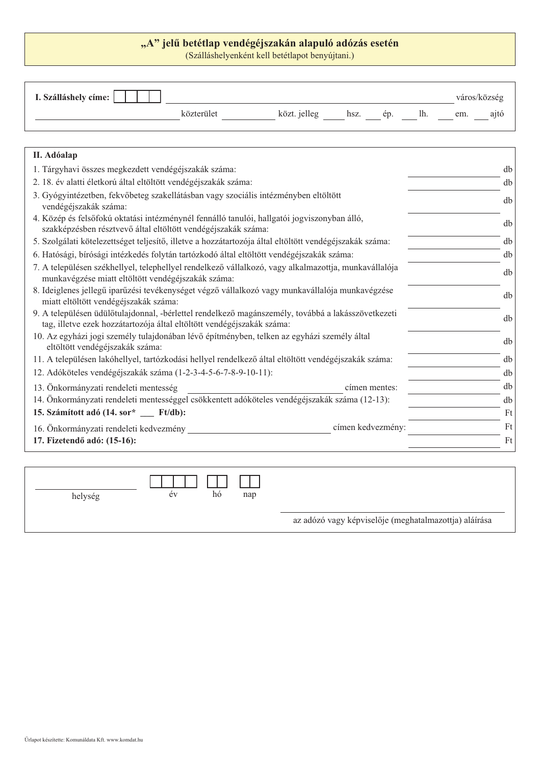# „A" jelű betétlap vendégéjszakán alapuló adózás esetén

(Szálláshelyenként kell betétlapot benyújtani.)

**I. Szálláshely címe:** ☐☐☐☐ \_\_\_\_\_\_\_\_\_\_\_\_\_\_\_\_\_\_\_\_\_\_\_\_\_\_\_\_\_\_\_\_\_\_\_\_\_\_ város/község

\_\_\_\_\_\_\_\_\_\_\_\_\_\_\_\_\_\_\_\_ közterület \_\_\_\_\_\_\_\_\_\_ közt. jelleg \_\_\_\_ hsz. \_\_\_ ép. \_\_\_ lh. \_\_\_ em. \_\_\_ ajtó

**II. Adóalap**

| | | |
|---|---|---|
| 1. Tárgyhavi összes megkezdett vendégéjszakák száma: | | db |
| 2. 18. év alatti életkorú által eltöltött vendégéjszakák száma: | | db |
| 3. Gyógyintézetben, fekvőbeteg szakellátásban vagy szociális intézményben eltöltött vendégéjszakák száma: | | db |
| 4. Közép és felsőfokú oktatási intézménynél fennálló tanulói, hallgatói jogviszonyban álló, szakképzésben résztvevő által eltöltött vendégéjszakák száma: | | db |
| 5. Szolgálati kötelezettséget teljesítő, illetve a hozzátartozója által eltöltött vendégéjszakák száma: | | db |
| 6. Hatósági, bírósági intézkedés folytán tartózkodó által eltöltött vendégéjszakák száma: | | db |
| 7. A településen székhellyel, telephellyel rendelkező vállalkozó, vagy alkalmazottja, munkavállalója munkavégzése miatt eltöltött vendégéjszakák száma: | | db |
| 8. Ideiglenes jellegű iparűzési tevékenységet végző vállalkozó vagy munkavállalója munkavégzése miatt eltöltött vendégéjszakák száma: | | db |
| 9. A településen üdülőtulajdonnal, -bérlettel rendelkező magánszemély, továbbá a lakásszövetkezeti tag, illetve ezek hozzátartozója által eltöltött vendégéjszakák száma: | | db |
| 10. Az egyházi jogi személy tulajdonában lévő építményben, telken az egyházi személy által eltöltött vendégéjszakák száma: | | db |
| 11. A településen lakóhellyel, tartózkodási hellyel rendelkező által eltöltött vendégéjszakák száma: | | db |
| 12. Adóköteles vendégéjszakák száma (1-2-3-4-5-6-7-8-9-10-11): | | db |
| 13. Önkormányzati rendeleti mentesség \_\_\_\_\_\_\_\_\_\_\_\_\_\_\_\_\_\_\_\_ címen mentes: | | db |
| 14. Önkormányzati rendeleti mentességgel csökkentett adóköteles vendégéjszakák száma (12-13): | | db |
| **15. Számított adó (14. sor* \_\_\_ Ft/db):** | | Ft |
| 16. Önkormányzati rendeleti kedvezmény \_\_\_\_\_\_\_\_\_\_\_\_\_\_\_\_\_\_\_\_ címen kedvezmény: | | Ft |
| **17. Fizetendő adó: (15-16):** | | Ft |

\_\_\_\_\_\_\_\_\_\_\_\_\_\_\_\_ ☐☐☐☐ ☐☐ ☐☐

helység év hó nap

\_\_\_\_\_\_\_\_\_\_\_\_\_\_\_\_\_\_\_\_\_\_\_\_\_\_\_\_\_\_\_\_\_\_\_\_\_\_

az adózó vagy képviselője (meghatalmazottja) aláírása

Űrlapot készítette: Komunáldata Kft. www.komdat.hu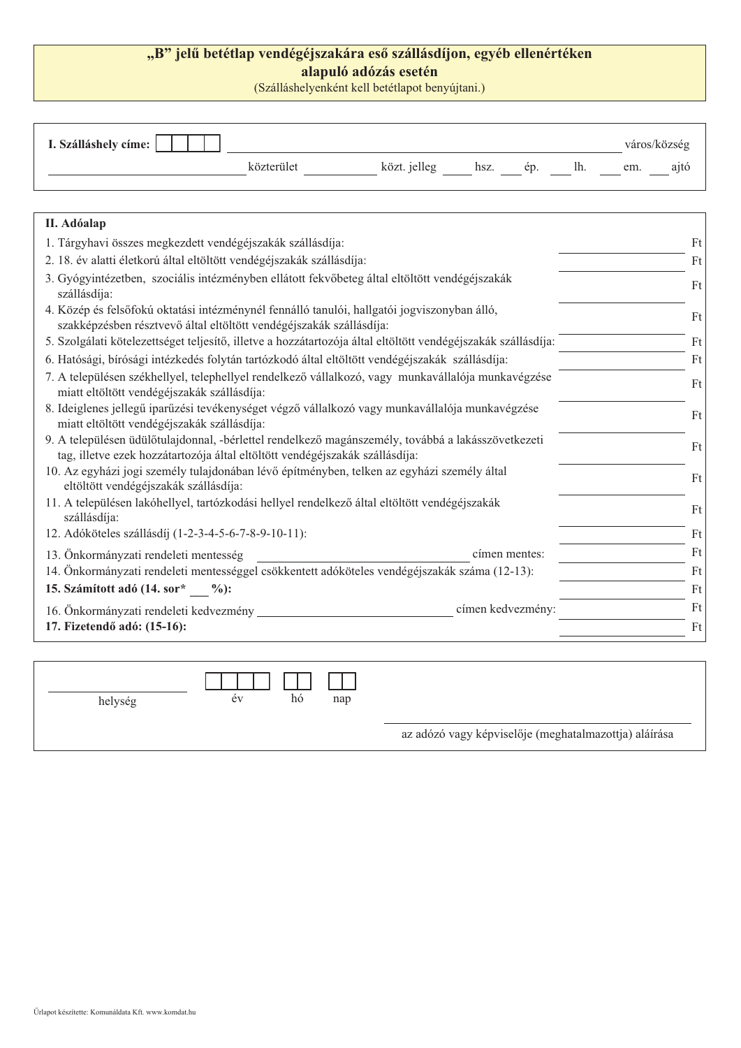## „B” jelű betétlap vendégéjszakára eső szállásdíjon, egyéb ellenértéken alapuló adózás esetén

(Szálláshelyenként kell betétlapot benyújtani.)

**I. Szálláshely címe:** ☐☐☐☐ ______________________________ város/község

______________________ közterület ______________ közt. jelleg ____ hsz. ____ ép. ____ lh. ____ em. ____ ajtó

| **II. Adóalap** | | |
|---|---|---|
| 1. Tárgyhavi összes megkezdett vendégéjszakák szállásdíja: | | Ft |
| 2. 18. év alatti életkorú által eltöltött vendégéjszakák szállásdíja: | | Ft |
| 3. Gyógyintézetben, szociális intézményben ellátott fekvőbeteg által eltöltött vendégéjszakák szállásdíja: | | Ft |
| 4. Közép és felsőfokú oktatási intézménynél fennálló tanulói, hallgatói jogviszonyban álló, szakképzésben résztvevő által eltöltött vendégéjszakák szállásdíja: | | Ft |
| 5. Szolgálati kötelezettséget teljesítő, illetve a hozzátartozója által eltöltött vendégéjszakák szállásdíja: | | Ft |
| 6. Hatósági, bírósági intézkedés folytán tartózkodó által eltöltött vendégéjszakák szállásdíja: | | Ft |
| 7. A településen székhellyel, telephellyel rendelkező vállalkozó, vagy munkavállalója munkavégzése miatt eltöltött vendégéjszakák szállásdíja: | | Ft |
| 8. Ideiglenes jellegű iparűzési tevékenységet végző vállalkozó vagy munkavállalója munkavégzése miatt eltöltött vendégéjszakák szállásdíja: | | Ft |
| 9. A településen üdülőtulajdonnal, -bérlettel rendelkező magánszemély, továbbá a lakásszövetkezeti tag, illetve ezek hozzátartozója által eltöltött vendégéjszakák szállásdíja: | | Ft |
| 10. Az egyházi jogi személy tulajdonában lévő építményben, telken az egyházi személy által eltöltött vendégéjszakák szállásdíja: | | Ft |
| 11. A településen lakóhellyel, tartózkodási hellyel rendelkező által eltöltött vendégéjszakák szállásdíja: | | Ft |
| 12. Adóköteles szállásdíj (1-2-3-4-5-6-7-8-9-10-11): | | Ft |
| 13. Önkormányzati rendeleti mentesség ______________________ címen mentes: | | Ft |
| 14. Önkormányzati rendeleti mentességgel csökkentett adóköteles vendégéjszakák száma (12-13): | | Ft |
| **15. Számított adó (14. sor* ___ %):** | | Ft |
| 16. Önkormányzati rendeleti kedvezmény ______________________ címen kedvezmény: | | Ft |
| **17. Fizetendő adó: (15-16):** | | Ft |

______________________ ☐☐☐☐ év ☐☐ hó ☐☐ nap
helység

______________________________________
az adózó vagy képviselője (meghatalmazottja) aláírása

Űrlapot készítette: Komunáldata Kft. www.komdat.hu